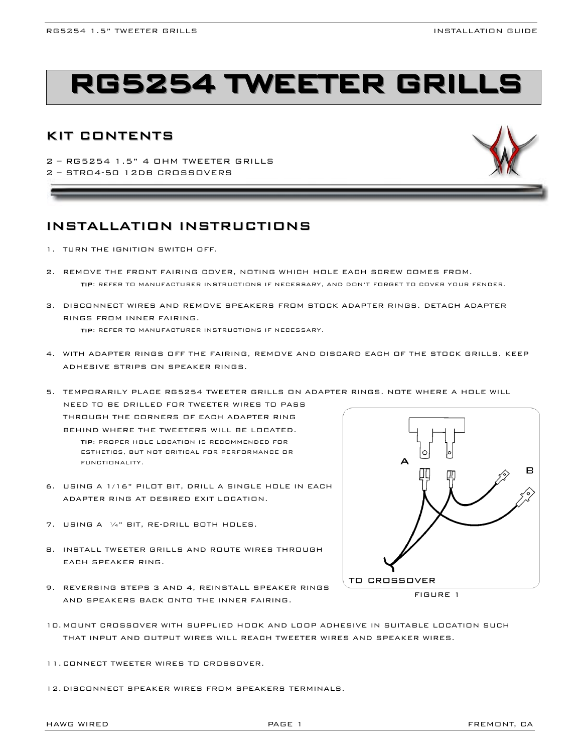# RG5254 TWEETER GRILLS

## KIT CONTENTS

2 – RG5254 1.5" 4 OHM TWEETER GRILLS
2 – STR04-50 12DB CROSSOVERS

## INSTALLATION INSTRUCTIONS

1. TURN THE IGNITION SWITCH OFF.
2. REMOVE THE FRONT FAIRING COVER, NOTING WHICH HOLE EACH SCREW COMES FROM.
   **TIP**: REFER TO MANUFACTURER INSTRUCTIONS IF NECESSARY, AND DON'T FORGET TO COVER YOUR FENDER.
3. DISCONNECT WIRES AND REMOVE SPEAKERS FROM STOCK ADAPTER RINGS. DETACH ADAPTER RINGS FROM INNER FAIRING.
   **TIP**: REFER TO MANUFACTURER INSTRUCTIONS IF NECESSARY.
4. WITH ADAPTER RINGS OFF THE FAIRING, REMOVE AND DISCARD EACH OF THE STOCK GRILLS. KEEP ADHESIVE STRIPS ON SPEAKER RINGS.
5. TEMPORARILY PLACE RG5254 TWEETER GRILLS ON ADAPTER RINGS. NOTE WHERE A HOLE WILL NEED TO BE DRILLED FOR TWEETER WIRES TO PASS THROUGH THE CORNERS OF EACH ADAPTER RING BEHIND WHERE THE TWEETERS WILL BE LOCATED.
   **TIP**: PROPER HOLE LOCATION IS RECOMMENDED FOR ESTHETICS, BUT NOT CRITICAL FOR PERFORMANCE OR FUNCTIONALITY.
6. USING A 1/16" PILOT BIT, DRILL A SINGLE HOLE IN EACH ADAPTER RING AT DESIRED EXIT LOCATION.
7. USING A ¼" BIT, RE-DRILL BOTH HOLES.
8. INSTALL TWEETER GRILLS AND ROUTE WIRES THROUGH EACH SPEAKER RING.
9. REVERSING STEPS 3 AND 4, REINSTALL SPEAKER RINGS AND SPEAKERS BACK ONTO THE INNER FAIRING.
10. MOUNT CROSSOVER WITH SUPPLIED HOOK AND LOOP ADHESIVE IN SUITABLE LOCATION SUCH THAT INPUT AND OUTPUT WIRES WILL REACH TWEETER WIRES AND SPEAKER WIRES.
11. CONNECT TWEETER WIRES TO CROSSOVER.
12. DISCONNECT SPEAKER WIRES FROM SPEAKERS TERMINALS.

A

B

TO CROSSOVER

FIGURE 1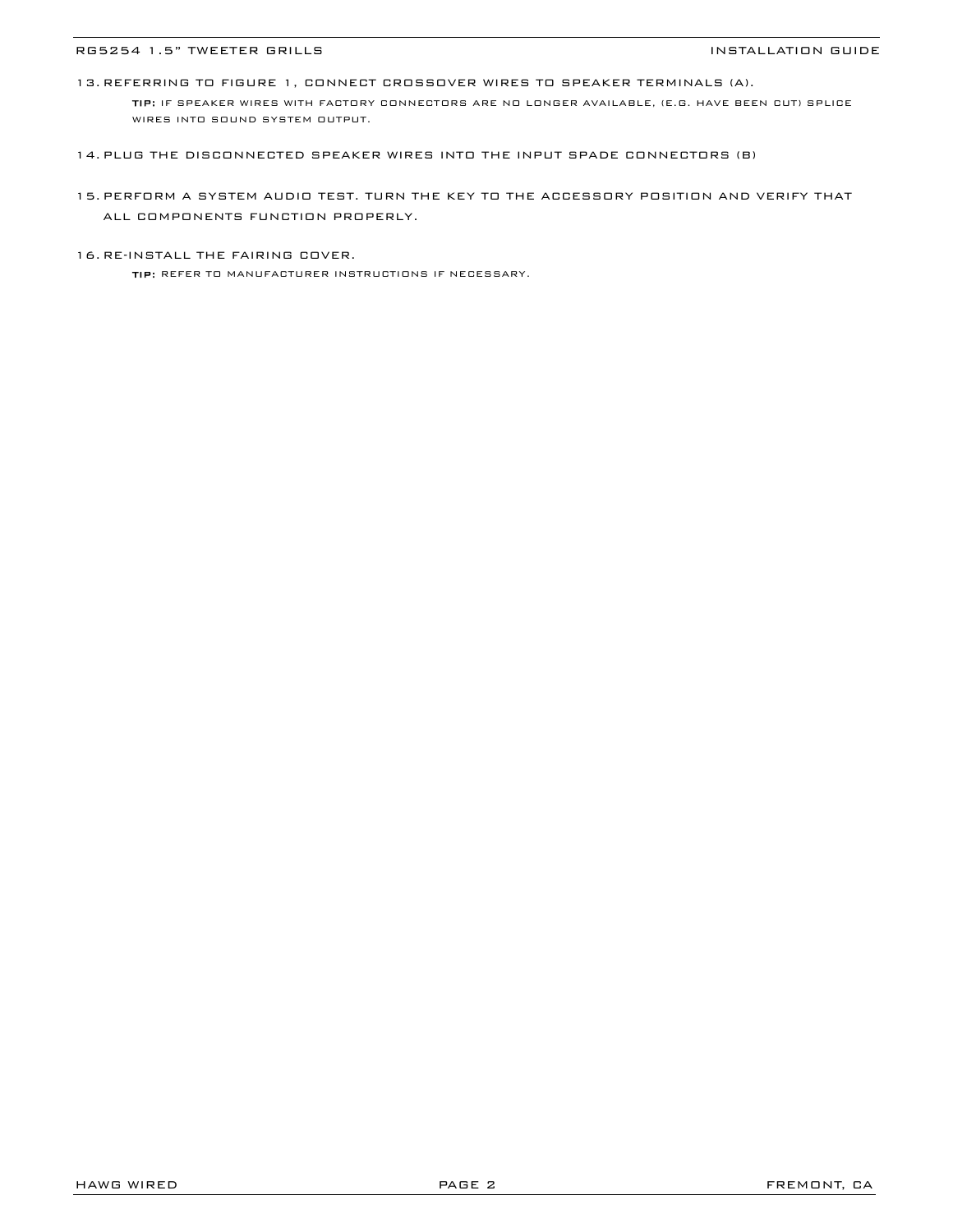13. REFERRING TO FIGURE 1, CONNECT CROSSOVER WIRES TO SPEAKER TERMINALS (A).

    **TIP:** IF SPEAKER WIRES WITH FACTORY CONNECTORS ARE NO LONGER AVAILABLE, (E.G. HAVE BEEN CUT) SPLICE WIRES INTO SOUND SYSTEM OUTPUT.

14. PLUG THE DISCONNECTED SPEAKER WIRES INTO THE INPUT SPADE CONNECTORS (B)

15. PERFORM A SYSTEM AUDIO TEST. TURN THE KEY TO THE ACCESSORY POSITION AND VERIFY THAT ALL COMPONENTS FUNCTION PROPERLY.

16. RE-INSTALL THE FAIRING COVER.

    **TIP:** REFER TO MANUFACTURER INSTRUCTIONS IF NECESSARY.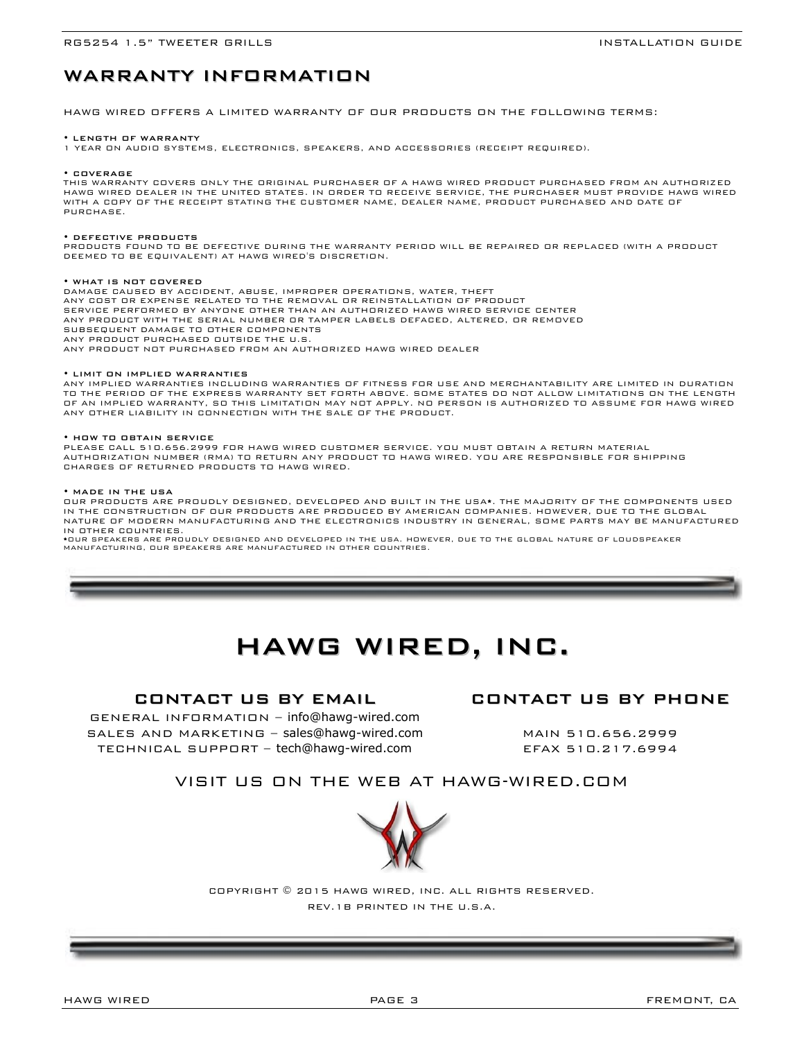# WARRANTY INFORMATION

HAWG WIRED OFFERS A LIMITED WARRANTY OF OUR PRODUCTS ON THE FOLLOWING TERMS:

**• LENGTH OF WARRANTY**
1 YEAR ON AUDIO SYSTEMS, ELECTRONICS, SPEAKERS, AND ACCESSORIES (RECEIPT REQUIRED).

**• COVERAGE**
THIS WARRANTY COVERS ONLY THE ORIGINAL PURCHASER OF A HAWG WIRED PRODUCT PURCHASED FROM AN AUTHORIZED HAWG WIRED DEALER IN THE UNITED STATES. IN ORDER TO RECEIVE SERVICE, THE PURCHASER MUST PROVIDE HAWG WIRED WITH A COPY OF THE RECEIPT STATING THE CUSTOMER NAME, DEALER NAME, PRODUCT PURCHASED AND DATE OF PURCHASE.

**• DEFECTIVE PRODUCTS**
PRODUCTS FOUND TO BE DEFECTIVE DURING THE WARRANTY PERIOD WILL BE REPAIRED OR REPLACED (WITH A PRODUCT DEEMED TO BE EQUIVALENT) AT HAWG WIRED'S DISCRETION.

**• WHAT IS NOT COVERED**
DAMAGE CAUSED BY ACCIDENT, ABUSE, IMPROPER OPERATIONS, WATER, THEFT
ANY COST OR EXPENSE RELATED TO THE REMOVAL OR REINSTALLATION OF PRODUCT
SERVICE PERFORMED BY ANYONE OTHER THAN AN AUTHORIZED HAWG WIRED SERVICE CENTER
ANY PRODUCT WITH THE SERIAL NUMBER OR TAMPER LABELS DEFACED, ALTERED, OR REMOVED
SUBSEQUENT DAMAGE TO OTHER COMPONENTS
ANY PRODUCT PURCHASED OUTSIDE THE U.S.
ANY PRODUCT NOT PURCHASED FROM AN AUTHORIZED HAWG WIRED DEALER

**• LIMIT ON IMPLIED WARRANTIES**
ANY IMPLIED WARRANTIES INCLUDING WARRANTIES OF FITNESS FOR USE AND MERCHANTABILITY ARE LIMITED IN DURATION TO THE PERIOD OF THE EXPRESS WARRANTY SET FORTH ABOVE. SOME STATES DO NOT ALLOW LIMITATIONS ON THE LENGTH OF AN IMPLIED WARRANTY, SO THIS LIMITATION MAY NOT APPLY. NO PERSON IS AUTHORIZED TO ASSUME FOR HAWG WIRED ANY OTHER LIABILITY IN CONNECTION WITH THE SALE OF THE PRODUCT.

**• HOW TO OBTAIN SERVICE**
PLEASE CALL 510.656.2999 FOR HAWG WIRED CUSTOMER SERVICE. YOU MUST OBTAIN A RETURN MATERIAL AUTHORIZATION NUMBER (RMA) TO RETURN ANY PRODUCT TO HAWG WIRED. YOU ARE RESPONSIBLE FOR SHIPPING CHARGES OF RETURNED PRODUCTS TO HAWG WIRED.

**• MADE IN THE USA**
OUR PRODUCTS ARE PROUDLY DESIGNED, DEVELOPED AND BUILT IN THE USA*. THE MAJORITY OF THE COMPONENTS USED IN THE CONSTRUCTION OF OUR PRODUCTS ARE PRODUCED BY AMERICAN COMPANIES. HOWEVER, DUE TO THE GLOBAL NATURE OF MODERN MANUFACTURING AND THE ELECTRONICS INDUSTRY IN GENERAL, SOME PARTS MAY BE MANUFACTURED IN OTHER COUNTRIES.
*OUR SPEAKERS ARE PROUDLY DESIGNED AND DEVELOPED IN THE USA. HOWEVER, DUE TO THE GLOBAL NATURE OF LOUDSPEAKER MANUFACTURING, OUR SPEAKERS ARE MANUFACTURED IN OTHER COUNTRIES.

# HAWG WIRED, INC.

## CONTACT US BY EMAIL

GENERAL INFORMATION – info@hawg-wired.com
SALES AND MARKETING – sales@hawg-wired.com
TECHNICAL SUPPORT – tech@hawg-wired.com

## CONTACT US BY PHONE

MAIN 510.656.2999
EFAX 510.217.6994

VISIT US ON THE WEB AT HAWG-WIRED.COM

COPYRIGHT © 2015 HAWG WIRED, INC. ALL RIGHTS RESERVED.
REV.18 PRINTED IN THE U.S.A.